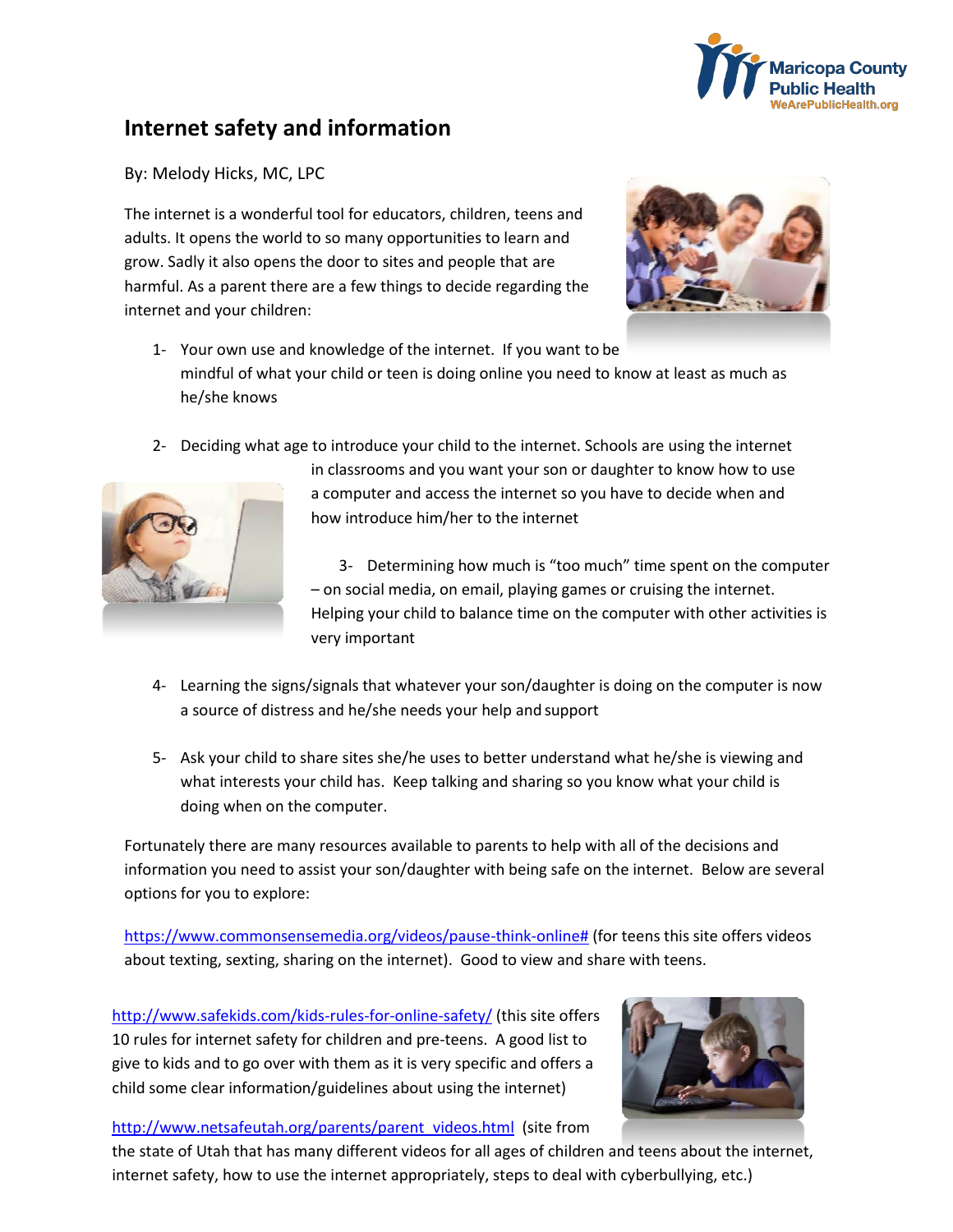# Internet safety and information

By: Melody Hicks, MC, LPC

The internet is a wonderful tool for educators, children, teens and adults. It opens the world to so many opportunities to learn and grow. Sadly it also opens the door to sites and people that are harmful. As a parent there are a few things to decide regarding the internet and your children:

1- Your own use and knowledge of the internet. If you want to be mindful of what your child or teen is doing online you need to know at least as much as he/she knows

2- Deciding what age to introduce your child to the internet. Schools are using the internet in classrooms and you want your son or daughter to know how to use a computer and access the internet so you have to decide when and how introduce him/her to the internet

3- Determining how much is "too much" time spent on the computer – on social media, on email, playing games or cruising the internet. Helping your child to balance time on the computer with other activities is very important

4- Learning the signs/signals that whatever your son/daughter is doing on the computer is now a source of distress and he/she needs your help and support

5- Ask your child to share sites she/he uses to better understand what he/she is viewing and what interests your child has. Keep talking and sharing so you know what your child is doing when on the computer.

Fortunately there are many resources available to parents to help with all of the decisions and information you need to assist your son/daughter with being safe on the internet. Below are several options for you to explore:

https://www.commonsensemedia.org/videos/pause-think-online# (for teens this site offers videos about texting, sexting, sharing on the internet). Good to view and share with teens.

http://www.safekids.com/kids-rules-for-online-safety/ (this site offers 10 rules for internet safety for children and pre-teens. A good list to give to kids and to go over with them as it is very specific and offers a child some clear information/guidelines about using the internet)

http://www.netsafeutah.org/parents/parent_videos.html (site from the state of Utah that has many different videos for all ages of children and teens about the internet, internet safety, how to use the internet appropriately, steps to deal with cyberbullying, etc.)